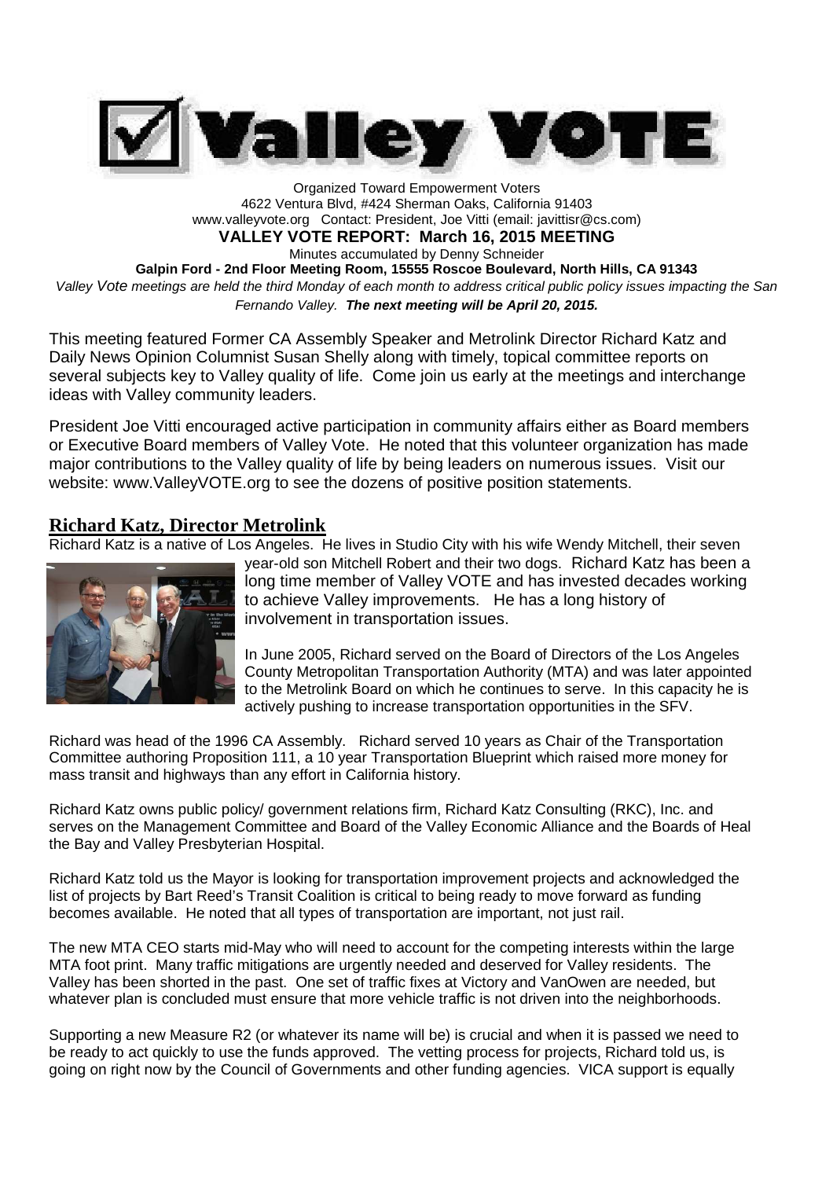# ☑ Valley VOTE

Organized Toward Empowerment Voters
4622 Ventura Blvd, #424 Sherman Oaks, California 91403
www.valleyvote.org Contact: President, Joe Vitti (email: javittisr@cs.com)

**VALLEY VOTE REPORT: March 16, 2015 MEETING**

Minutes accumulated by Denny Schneider

**Galpin Ford - 2nd Floor Meeting Room, 15555 Roscoe Boulevard, North Hills, CA 91343**

*Valley Vote meetings are held the third Monday of each month to address critical public policy issues impacting the San Fernando Valley.* ***The next meeting will be April 20, 2015.***

This meeting featured Former CA Assembly Speaker and Metrolink Director Richard Katz and Daily News Opinion Columnist Susan Shelly along with timely, topical committee reports on several subjects key to Valley quality of life. Come join us early at the meetings and interchange ideas with Valley community leaders.

President Joe Vitti encouraged active participation in community affairs either as Board members or Executive Board members of Valley Vote. He noted that this volunteer organization has made major contributions to the Valley quality of life by being leaders on numerous issues. Visit our website: www.ValleyVOTE.org to see the dozens of positive position statements.

## Richard Katz, Director Metrolink

Richard Katz is a native of Los Angeles. He lives in Studio City with his wife Wendy Mitchell, their seven year-old son Mitchell Robert and their two dogs. Richard Katz has been a long time member of Valley VOTE and has invested decades working to achieve Valley improvements. He has a long history of involvement in transportation issues.

In June 2005, Richard served on the Board of Directors of the Los Angeles County Metropolitan Transportation Authority (MTA) and was later appointed to the Metrolink Board on which he continues to serve. In this capacity he is actively pushing to increase transportation opportunities in the SFV.

Richard was head of the 1996 CA Assembly. Richard served 10 years as Chair of the Transportation Committee authoring Proposition 111, a 10 year Transportation Blueprint which raised more money for mass transit and highways than any effort in California history.

Richard Katz owns public policy/ government relations firm, Richard Katz Consulting (RKC), Inc. and serves on the Management Committee and Board of the Valley Economic Alliance and the Boards of Heal the Bay and Valley Presbyterian Hospital.

Richard Katz told us the Mayor is looking for transportation improvement projects and acknowledged the list of projects by Bart Reed's Transit Coalition is critical to being ready to move forward as funding becomes available. He noted that all types of transportation are important, not just rail.

The new MTA CEO starts mid-May who will need to account for the competing interests within the large MTA foot print. Many traffic mitigations are urgently needed and deserved for Valley residents. The Valley has been shorted in the past. One set of traffic fixes at Victory and VanOwen are needed, but whatever plan is concluded must ensure that more vehicle traffic is not driven into the neighborhoods.

Supporting a new Measure R2 (or whatever its name will be) is crucial and when it is passed we need to be ready to act quickly to use the funds approved. The vetting process for projects, Richard told us, is going on right now by the Council of Governments and other funding agencies. VICA support is equally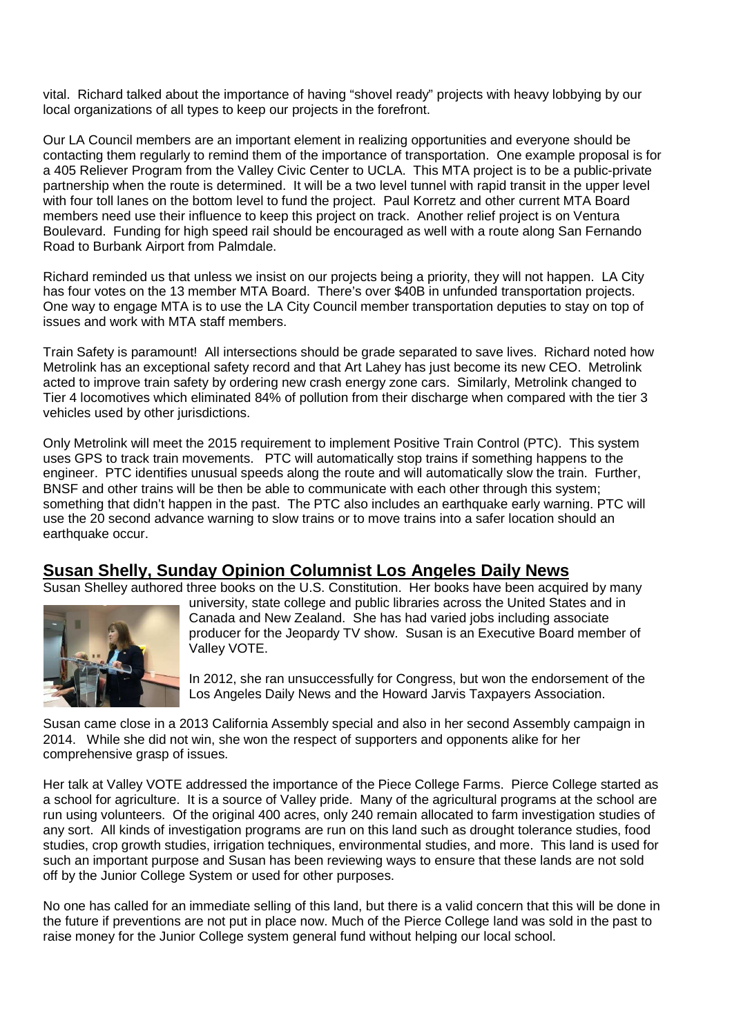vital. Richard talked about the importance of having "shovel ready" projects with heavy lobbying by our local organizations of all types to keep our projects in the forefront.

Our LA Council members are an important element in realizing opportunities and everyone should be contacting them regularly to remind them of the importance of transportation. One example proposal is for a 405 Reliever Program from the Valley Civic Center to UCLA. This MTA project is to be a public-private partnership when the route is determined. It will be a two level tunnel with rapid transit in the upper level with four toll lanes on the bottom level to fund the project. Paul Korretz and other current MTA Board members need use their influence to keep this project on track. Another relief project is on Ventura Boulevard. Funding for high speed rail should be encouraged as well with a route along San Fernando Road to Burbank Airport from Palmdale.

Richard reminded us that unless we insist on our projects being a priority, they will not happen. LA City has four votes on the 13 member MTA Board. There's over $40B in unfunded transportation projects. One way to engage MTA is to use the LA City Council member transportation deputies to stay on top of issues and work with MTA staff members.

Train Safety is paramount! All intersections should be grade separated to save lives. Richard noted how Metrolink has an exceptional safety record and that Art Lahey has just become its new CEO. Metrolink acted to improve train safety by ordering new crash energy zone cars. Similarly, Metrolink changed to Tier 4 locomotives which eliminated 84% of pollution from their discharge when compared with the tier 3 vehicles used by other jurisdictions.

Only Metrolink will meet the 2015 requirement to implement Positive Train Control (PTC). This system uses GPS to track train movements. PTC will automatically stop trains if something happens to the engineer. PTC identifies unusual speeds along the route and will automatically slow the train. Further, BNSF and other trains will be then be able to communicate with each other through this system; something that didn't happen in the past. The PTC also includes an earthquake early warning. PTC will use the 20 second advance warning to slow trains or to move trains into a safer location should an earthquake occur.

## Susan Shelly, Sunday Opinion Columnist Los Angeles Daily News

Susan Shelley authored three books on the U.S. Constitution. Her books have been acquired by many university, state college and public libraries across the United States and in Canada and New Zealand. She has had varied jobs including associate producer for the Jeopardy TV show. Susan is an Executive Board member of Valley VOTE.

In 2012, she ran unsuccessfully for Congress, but won the endorsement of the Los Angeles Daily News and the Howard Jarvis Taxpayers Association.

Susan came close in a 2013 California Assembly special and also in her second Assembly campaign in 2014. While she did not win, she won the respect of supporters and opponents alike for her comprehensive grasp of issues.

Her talk at Valley VOTE addressed the importance of the Piece College Farms. Pierce College started as a school for agriculture. It is a source of Valley pride. Many of the agricultural programs at the school are run using volunteers. Of the original 400 acres, only 240 remain allocated to farm investigation studies of any sort. All kinds of investigation programs are run on this land such as drought tolerance studies, food studies, crop growth studies, irrigation techniques, environmental studies, and more. This land is used for such an important purpose and Susan has been reviewing ways to ensure that these lands are not sold off by the Junior College System or used for other purposes.

No one has called for an immediate selling of this land, but there is a valid concern that this will be done in the future if preventions are not put in place now. Much of the Pierce College land was sold in the past to raise money for the Junior College system general fund without helping our local school.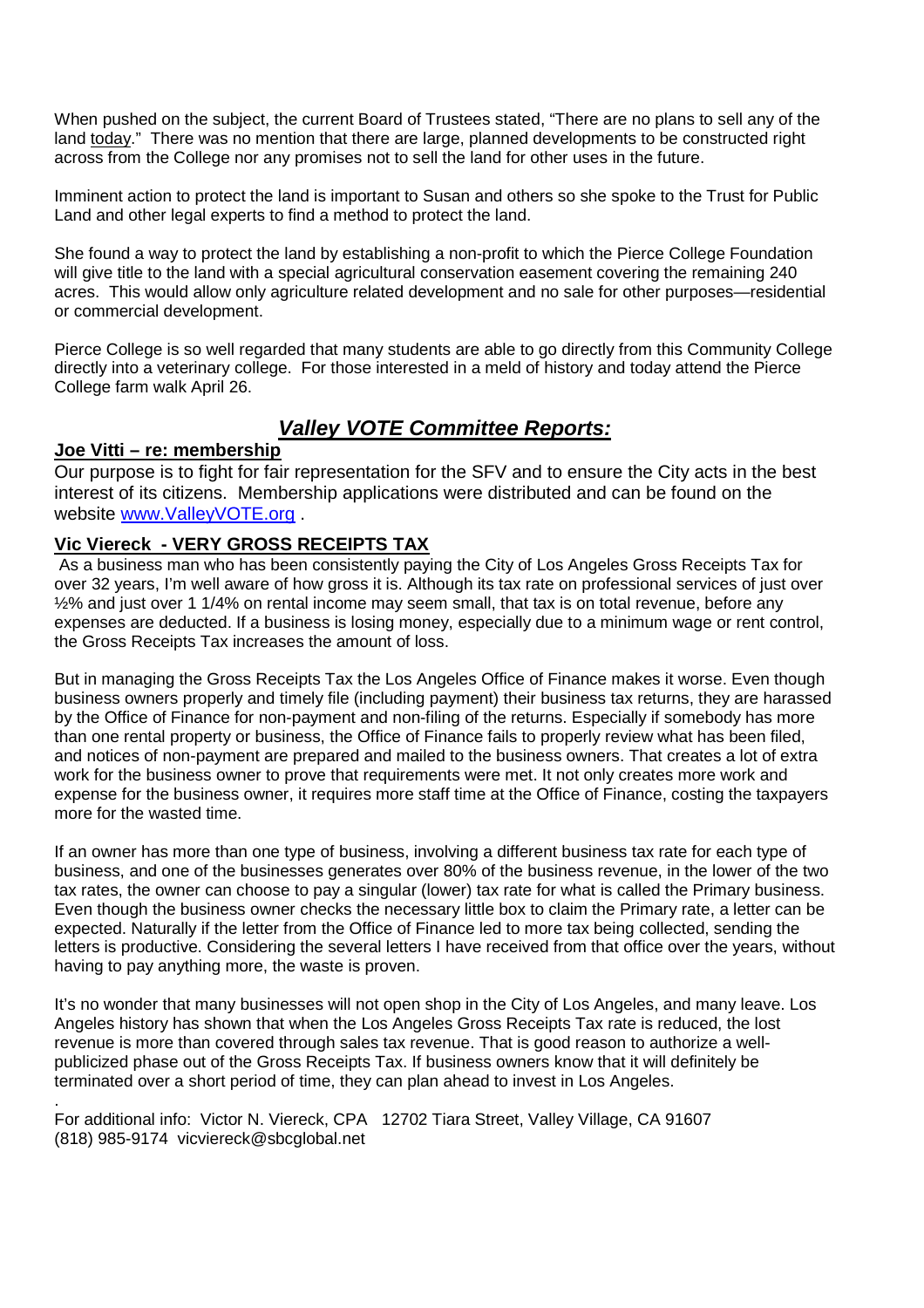When pushed on the subject, the current Board of Trustees stated, "There are no plans to sell any of the land today." There was no mention that there are large, planned developments to be constructed right across from the College nor any promises not to sell the land for other uses in the future.

Imminent action to protect the land is important to Susan and others so she spoke to the Trust for Public Land and other legal experts to find a method to protect the land.

She found a way to protect the land by establishing a non-profit to which the Pierce College Foundation will give title to the land with a special agricultural conservation easement covering the remaining 240 acres. This would allow only agriculture related development and no sale for other purposes—residential or commercial development.

Pierce College is so well regarded that many students are able to go directly from this Community College directly into a veterinary college. For those interested in a meld of history and today attend the Pierce College farm walk April 26.

## ***Valley VOTE Committee Reports:***

**Joe Vitti – re: membership**

Our purpose is to fight for fair representation for the SFV and to ensure the City acts in the best interest of its citizens. Membership applications were distributed and can be found on the website www.ValleyVOTE.org .

**Vic Viereck - VERY GROSS RECEIPTS TAX**

As a business man who has been consistently paying the City of Los Angeles Gross Receipts Tax for over 32 years, I'm well aware of how gross it is. Although its tax rate on professional services of just over ½% and just over 1 1/4% on rental income may seem small, that tax is on total revenue, before any expenses are deducted. If a business is losing money, especially due to a minimum wage or rent control, the Gross Receipts Tax increases the amount of loss.

But in managing the Gross Receipts Tax the Los Angeles Office of Finance makes it worse. Even though business owners properly and timely file (including payment) their business tax returns, they are harassed by the Office of Finance for non-payment and non-filing of the returns. Especially if somebody has more than one rental property or business, the Office of Finance fails to properly review what has been filed, and notices of non-payment are prepared and mailed to the business owners. That creates a lot of extra work for the business owner to prove that requirements were met. It not only creates more work and expense for the business owner, it requires more staff time at the Office of Finance, costing the taxpayers more for the wasted time.

If an owner has more than one type of business, involving a different business tax rate for each type of business, and one of the businesses generates over 80% of the business revenue, in the lower of the two tax rates, the owner can choose to pay a singular (lower) tax rate for what is called the Primary business. Even though the business owner checks the necessary little box to claim the Primary rate, a letter can be expected. Naturally if the letter from the Office of Finance led to more tax being collected, sending the letters is productive. Considering the several letters I have received from that office over the years, without having to pay anything more, the waste is proven.

It's no wonder that many businesses will not open shop in the City of Los Angeles, and many leave. Los Angeles history has shown that when the Los Angeles Gross Receipts Tax rate is reduced, the lost revenue is more than covered through sales tax revenue. That is good reason to authorize a well-publicized phase out of the Gross Receipts Tax. If business owners know that it will definitely be terminated over a short period of time, they can plan ahead to invest in Los Angeles.

.

For additional info: Victor N. Viereck, CPA 12702 Tiara Street, Valley Village, CA 91607
(818) 985-9174 vicviereck@sbcglobal.net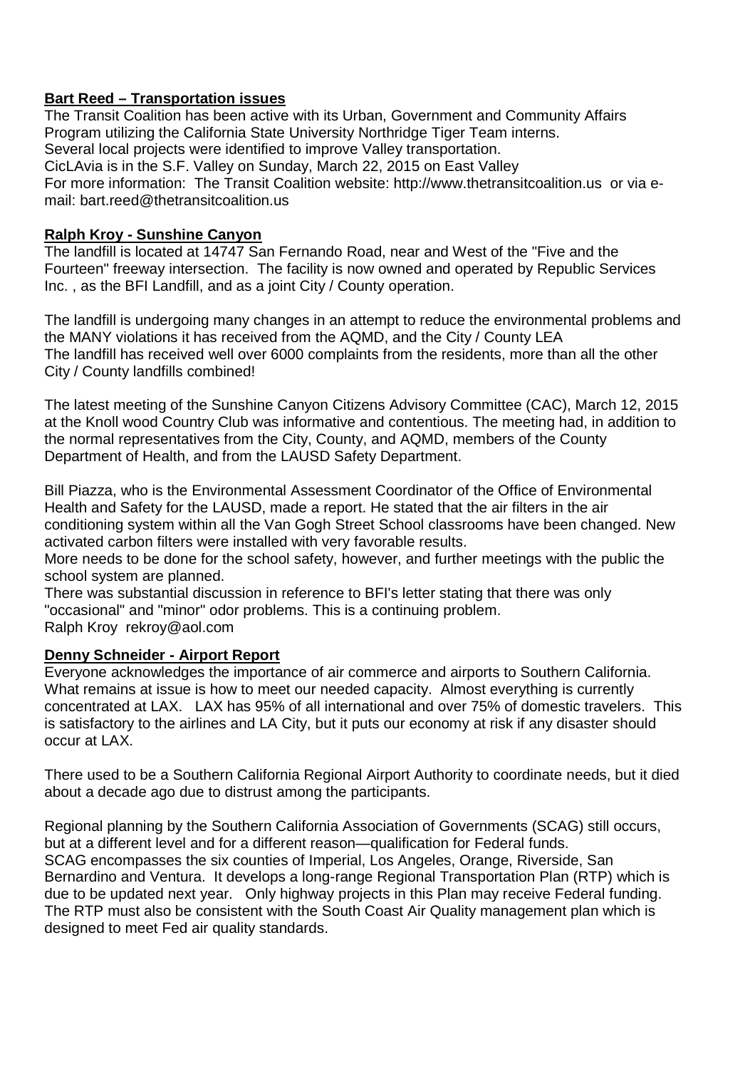**Bart Reed – Transportation issues**

The Transit Coalition has been active with its Urban, Government and Community Affairs Program utilizing the California State University Northridge Tiger Team interns.
Several local projects were identified to improve Valley transportation.
CicLAvia is in the S.F. Valley on Sunday, March 22, 2015 on East Valley
For more information: The Transit Coalition website: http://www.thetransitcoalition.us or via e-mail: bart.reed@thetransitcoalition.us

**Ralph Kroy - Sunshine Canyon**

The landfill is located at 14747 San Fernando Road, near and West of the "Five and the Fourteen" freeway intersection. The facility is now owned and operated by Republic Services Inc. , as the BFI Landfill, and as a joint City / County operation.

The landfill is undergoing many changes in an attempt to reduce the environmental problems and the MANY violations it has received from the AQMD, and the City / County LEA
The landfill has received well over 6000 complaints from the residents, more than all the other City / County landfills combined!

The latest meeting of the Sunshine Canyon Citizens Advisory Committee (CAC), March 12, 2015 at the Knoll wood Country Club was informative and contentious. The meeting had, in addition to the normal representatives from the City, County, and AQMD, members of the County Department of Health, and from the LAUSD Safety Department.

Bill Piazza, who is the Environmental Assessment Coordinator of the Office of Environmental Health and Safety for the LAUSD, made a report. He stated that the air filters in the air conditioning system within all the Van Gogh Street School classrooms have been changed. New activated carbon filters were installed with very favorable results.
More needs to be done for the school safety, however, and further meetings with the public the school system are planned.
There was substantial discussion in reference to BFI's letter stating that there was only "occasional" and "minor" odor problems. This is a continuing problem.
Ralph Kroy rekroy@aol.com

**Denny Schneider - Airport Report**

Everyone acknowledges the importance of air commerce and airports to Southern California. What remains at issue is how to meet our needed capacity. Almost everything is currently concentrated at LAX. LAX has 95% of all international and over 75% of domestic travelers. This is satisfactory to the airlines and LA City, but it puts our economy at risk if any disaster should occur at LAX.

There used to be a Southern California Regional Airport Authority to coordinate needs, but it died about a decade ago due to distrust among the participants.

Regional planning by the Southern California Association of Governments (SCAG) still occurs, but at a different level and for a different reason—qualification for Federal funds.
SCAG encompasses the six counties of Imperial, Los Angeles, Orange, Riverside, San Bernardino and Ventura. It develops a long-range Regional Transportation Plan (RTP) which is due to be updated next year. Only highway projects in this Plan may receive Federal funding. The RTP must also be consistent with the South Coast Air Quality management plan which is designed to meet Fed air quality standards.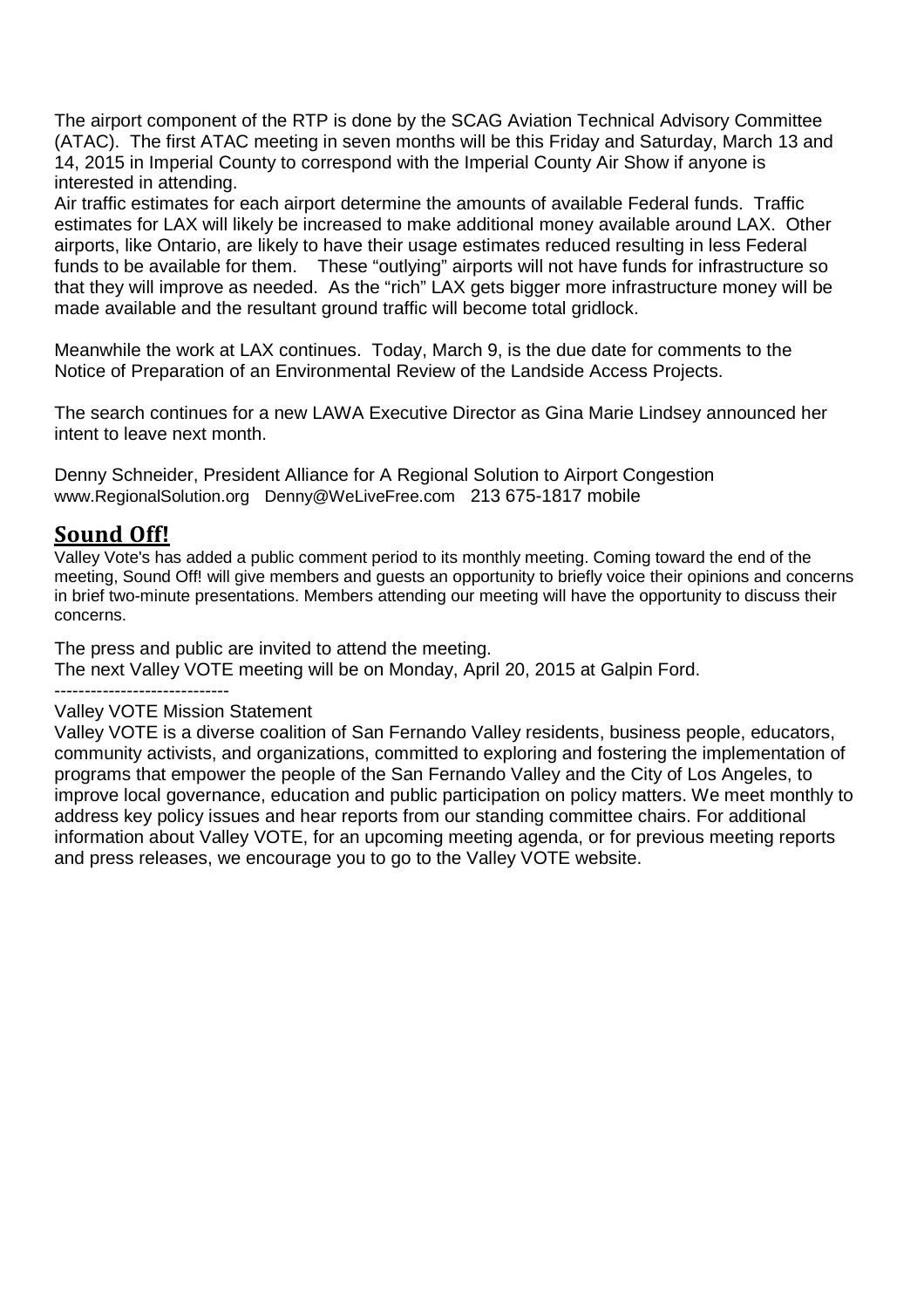The airport component of the RTP is done by the SCAG Aviation Technical Advisory Committee (ATAC). The first ATAC meeting in seven months will be this Friday and Saturday, March 13 and 14, 2015 in Imperial County to correspond with the Imperial County Air Show if anyone is interested in attending.
Air traffic estimates for each airport determine the amounts of available Federal funds. Traffic estimates for LAX will likely be increased to make additional money available around LAX. Other airports, like Ontario, are likely to have their usage estimates reduced resulting in less Federal funds to be available for them. These "outlying" airports will not have funds for infrastructure so that they will improve as needed. As the "rich" LAX gets bigger more infrastructure money will be made available and the resultant ground traffic will become total gridlock.

Meanwhile the work at LAX continues. Today, March 9, is the due date for comments to the Notice of Preparation of an Environmental Review of the Landside Access Projects.

The search continues for a new LAWA Executive Director as Gina Marie Lindsey announced her intent to leave next month.

Denny Schneider, President Alliance for A Regional Solution to Airport Congestion
www.RegionalSolution.org Denny@WeLiveFree.com 213 675-1817 mobile

## Sound Off!

Valley Vote's has added a public comment period to its monthly meeting. Coming toward the end of the meeting, Sound Off! will give members and guests an opportunity to briefly voice their opinions and concerns in brief two-minute presentations. Members attending our meeting will have the opportunity to discuss their concerns.

The press and public are invited to attend the meeting.
The next Valley VOTE meeting will be on Monday, April 20, 2015 at Galpin Ford.

-----------------------------

Valley VOTE Mission Statement
Valley VOTE is a diverse coalition of San Fernando Valley residents, business people, educators, community activists, and organizations, committed to exploring and fostering the implementation of programs that empower the people of the San Fernando Valley and the City of Los Angeles, to improve local governance, education and public participation on policy matters. We meet monthly to address key policy issues and hear reports from our standing committee chairs. For additional information about Valley VOTE, for an upcoming meeting agenda, or for previous meeting reports and press releases, we encourage you to go to the Valley VOTE website.